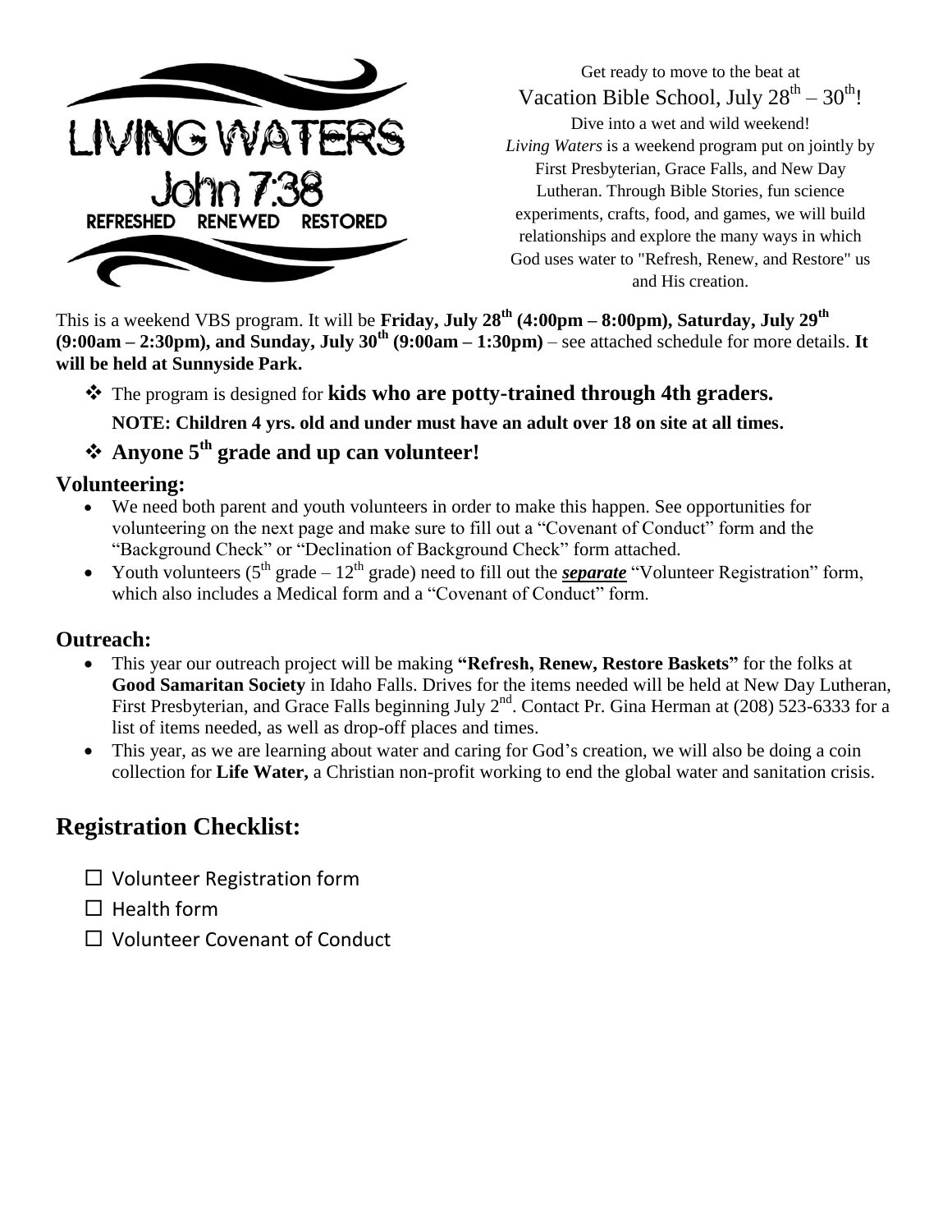LIVING WATERS
John 7:38
REFRESHED RENEWED RESTORED

Get ready to move to the beat at
Vacation Bible School, July 28th – 30th!
Dive into a wet and wild weekend!
*Living Waters* is a weekend program put on jointly by First Presbyterian, Grace Falls, and New Day Lutheran. Through Bible Stories, fun science experiments, crafts, food, and games, we will build relationships and explore the many ways in which God uses water to "Refresh, Renew, and Restore" us and His creation.

This is a weekend VBS program. It will be **Friday, July 28th (4:00pm – 8:00pm), Saturday, July 29th (9:00am – 2:30pm), and Sunday, July 30th (9:00am – 1:30pm)** – see attached schedule for more details. **It will be held at Sunnyside Park.**

- The program is designed for **kids who are potty-trained through 4th graders.**
  **NOTE: Children 4 yrs. old and under must have an adult over 18 on site at all times.**
- **Anyone 5th grade and up can volunteer!**

## Volunteering:

- We need both parent and youth volunteers in order to make this happen. See opportunities for volunteering on the next page and make sure to fill out a "Covenant of Conduct" form and the "Background Check" or "Declination of Background Check" form attached.
- Youth volunteers (5th grade – 12th grade) need to fill out the ***separate*** "Volunteer Registration" form, which also includes a Medical form and a "Covenant of Conduct" form.

## Outreach:

- This year our outreach project will be making **"Refresh, Renew, Restore Baskets"** for the folks at **Good Samaritan Society** in Idaho Falls. Drives for the items needed will be held at New Day Lutheran, First Presbyterian, and Grace Falls beginning July 2nd. Contact Pr. Gina Herman at (208) 523-6333 for a list of items needed, as well as drop-off places and times.
- This year, as we are learning about water and caring for God's creation, we will also be doing a coin collection for **Life Water,** a Christian non-profit working to end the global water and sanitation crisis.

# Registration Checklist:

- ☐ Volunteer Registration form
- ☐ Health form
- ☐ Volunteer Covenant of Conduct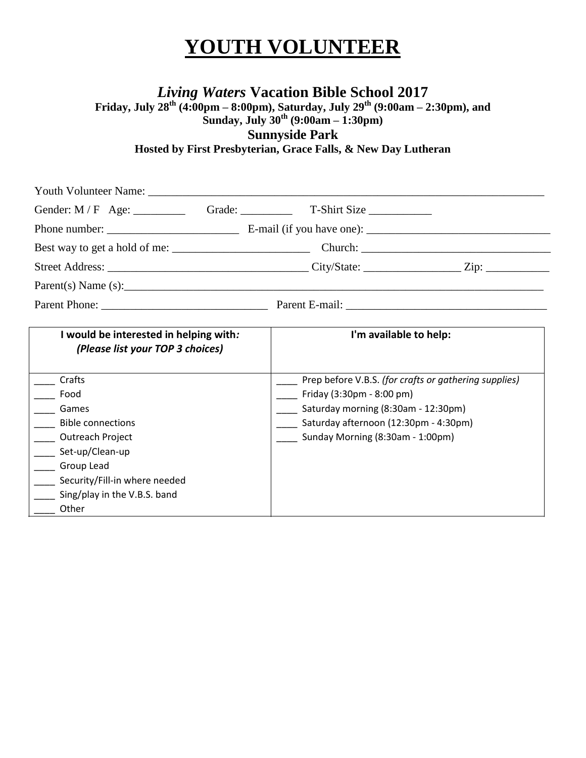# YOUTH VOLUNTEER

## *Living Waters* Vacation Bible School 2017

**Friday, July 28th (4:00pm – 8:00pm), Saturday, July 29th (9:00am – 2:30pm), and Sunday, July 30th (9:00am – 1:30pm)**

**Sunnyside Park**

**Hosted by First Presbyterian, Grace Falls, & New Day Lutheran**

Youth Volunteer Name: ______________________________________________________________________

Gender: M / F Age: _________ Grade: _________ T-Shirt Size ___________

Phone number: _______________________ E-mail (if you have one): ________________________________

Best way to get a hold of me: ________________________ Church: _________________________________

Street Address: __________________________________ City/State: ________________ Zip: ___________

Parent(s) Name (s):_________________________________________________________________________

Parent Phone: ____________________________ Parent E-mail: __________________________________

| **I would be interested in helping with:** ***(Please list your TOP 3 choices)*** | **I'm available to help:** |
|---|---|
| ____ Crafts | ____ Prep before V.B.S. *(for crafts or gathering supplies)* |
| ____ Food | ____ Friday (3:30pm - 8:00 pm) |
| ____ Games | ____ Saturday morning (8:30am - 12:30pm) |
| ____ Bible connections | ____ Saturday afternoon (12:30pm - 4:30pm) |
| ____ Outreach Project | ____ Sunday Morning (8:30am - 1:00pm) |
| ____ Set-up/Clean-up | |
| ____ Group Lead | |
| ____ Security/Fill-in where needed | |
| ____ Sing/play in the V.B.S. band | |
| ____ Other | |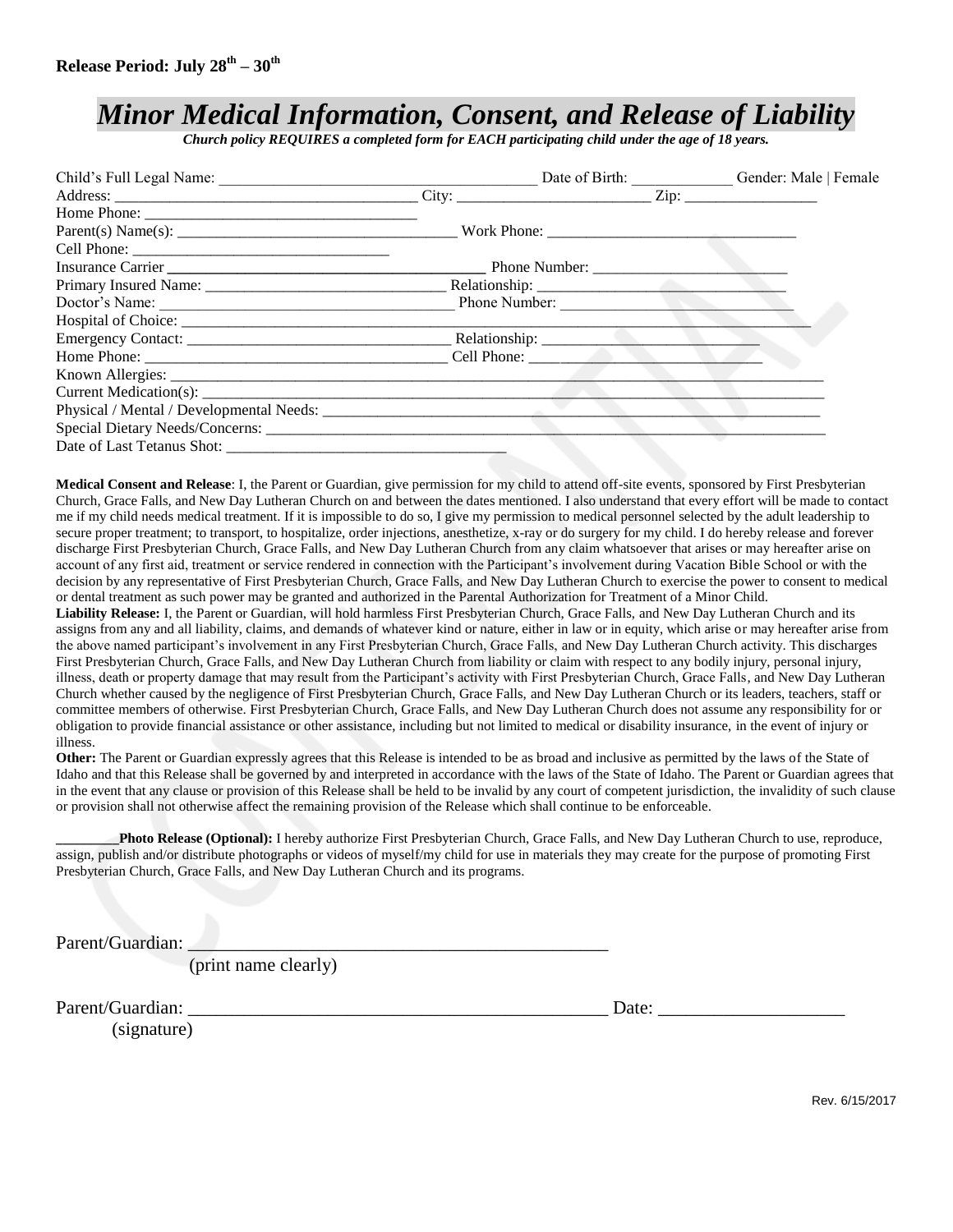**Release Period: July 28th – 30th**

# *Minor Medical Information, Consent, and Release of Liability*

***Church policy REQUIRES a completed form for EACH participating child under the age of 18 years.***

Child's Full Legal Name: ________________________________________ Date of Birth: _____________ Gender: Male | Female

Address: ______________________________________ City: ________________________ Zip: ________________

Home Phone: ___________________________________

Parent(s) Name(s): ____________________________________ Work Phone: _______________________________

Cell Phone: _________________________________

Insurance Carrier ________________________________________ Phone Number: _________________________

Primary Insured Name: ______________________________ Relationship: ______________________________

Doctor's Name: ____________________________________ Phone Number: _____________________________

Hospital of Choice: ________________________________________________________________________________

Emergency Contact: _________________________________ Relationship: ___________________________

Home Phone: ______________________________________ Cell Phone: ____________________________

Known Allergies: _____________________________________________________________________________________

Current Medication(s): _________________________________________________________________________________

Physical / Mental / Developmental Needs: ___________________________________________________________________

Special Dietary Needs/Concerns: __________________________________________________________________________

Date of Last Tetanus Shot: ___________________________________

**Medical Consent and Release**: I, the Parent or Guardian, give permission for my child to attend off-site events, sponsored by First Presbyterian Church, Grace Falls, and New Day Lutheran Church on and between the dates mentioned. I also understand that every effort will be made to contact me if my child needs medical treatment. If it is impossible to do so, I give my permission to medical personnel selected by the adult leadership to secure proper treatment; to transport, to hospitalize, order injections, anesthetize, x-ray or do surgery for my child. I do hereby release and forever discharge First Presbyterian Church, Grace Falls, and New Day Lutheran Church from any claim whatsoever that arises or may hereafter arise on account of any first aid, treatment or service rendered in connection with the Participant's involvement during Vacation Bible School or with the decision by any representative of First Presbyterian Church, Grace Falls, and New Day Lutheran Church to exercise the power to consent to medical or dental treatment as such power may be granted and authorized in the Parental Authorization for Treatment of a Minor Child.

**Liability Release:** I, the Parent or Guardian, will hold harmless First Presbyterian Church, Grace Falls, and New Day Lutheran Church and its assigns from any and all liability, claims, and demands of whatever kind or nature, either in law or in equity, which arise or may hereafter arise from the above named participant's involvement in any First Presbyterian Church, Grace Falls, and New Day Lutheran Church activity. This discharges First Presbyterian Church, Grace Falls, and New Day Lutheran Church from liability or claim with respect to any bodily injury, personal injury, illness, death or property damage that may result from the Participant's activity with First Presbyterian Church, Grace Falls, and New Day Lutheran Church whether caused by the negligence of First Presbyterian Church, Grace Falls, and New Day Lutheran Church or its leaders, teachers, staff or committee members of otherwise. First Presbyterian Church, Grace Falls, and New Day Lutheran Church does not assume any responsibility for or obligation to provide financial assistance or other assistance, including but not limited to medical or disability insurance, in the event of injury or illness.

**Other:** The Parent or Guardian expressly agrees that this Release is intended to be as broad and inclusive as permitted by the laws of the State of Idaho and that this Release shall be governed by and interpreted in accordance with the laws of the State of Idaho. The Parent or Guardian agrees that in the event that any clause or provision of this Release shall be held to be invalid by any court of competent jurisdiction, the invalidity of such clause or provision shall not otherwise affect the remaining provision of the Release which shall continue to be enforceable.

________**Photo Release (Optional):** I hereby authorize First Presbyterian Church, Grace Falls, and New Day Lutheran Church to use, reproduce, assign, publish and/or distribute photographs or videos of myself/my child for use in materials they may create for the purpose of promoting First Presbyterian Church, Grace Falls, and New Day Lutheran Church and its programs.

Parent/Guardian: ______________________________________________
(print name clearly)

Parent/Guardian: ______________________________________________ Date: ____________________
(signature)

Rev. 6/15/2017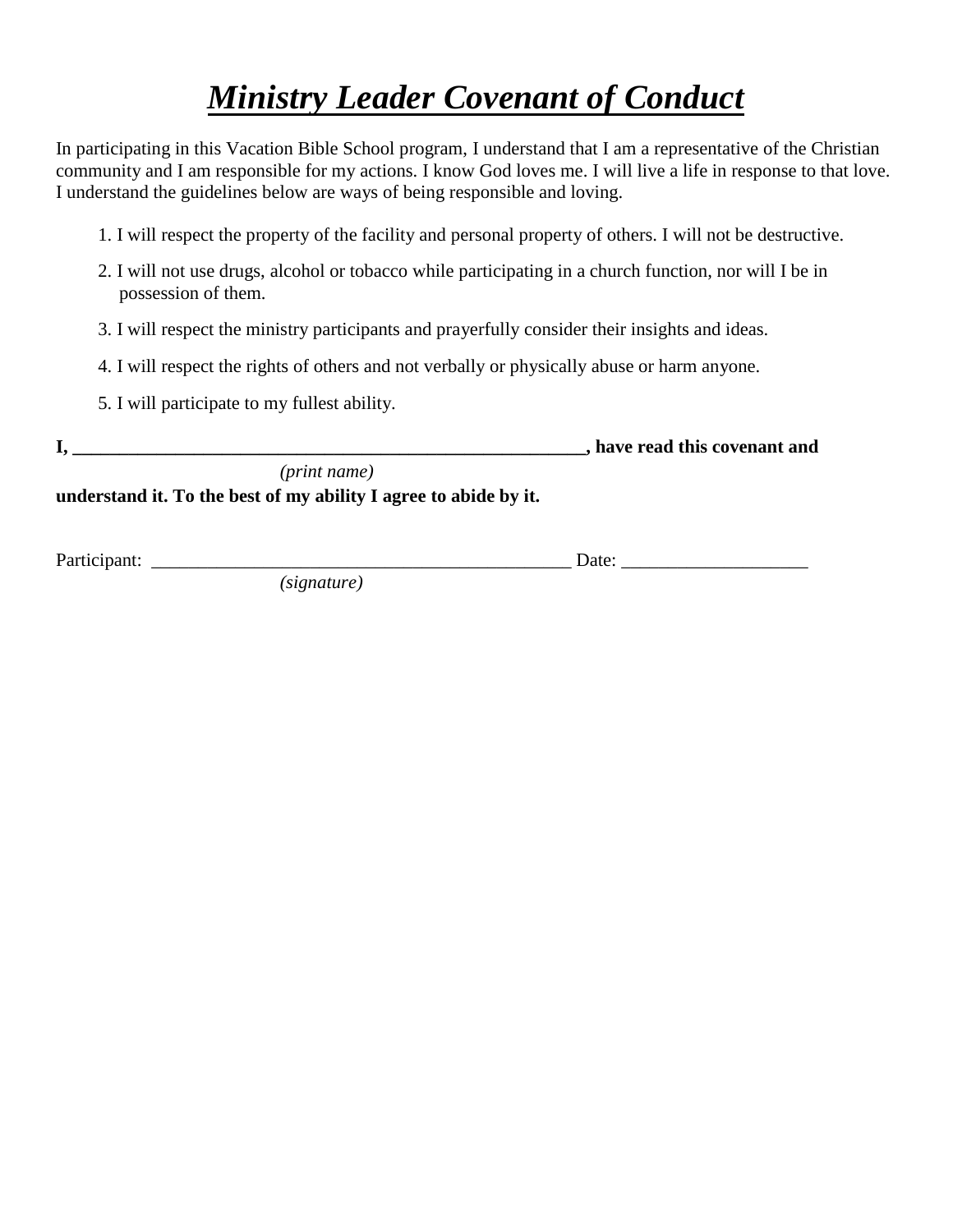# ***Ministry Leader Covenant of Conduct***

In participating in this Vacation Bible School program, I understand that I am a representative of the Christian community and I am responsible for my actions. I know God loves me. I will live a life in response to that love. I understand the guidelines below are ways of being responsible and loving.

1. I will respect the property of the facility and personal property of others. I will not be destructive.
2. I will not use drugs, alcohol or tobacco while participating in a church function, nor will I be in possession of them.
3. I will respect the ministry participants and prayerfully consider their insights and ideas.
4. I will respect the rights of others and not verbally or physically abuse or harm anyone.
5. I will participate to my fullest ability.

**I, ________________________________________________________, have read this covenant and**

*(print name)*

**understand it. To the best of my ability I agree to abide by it.**

Participant: ______________________________________________ Date: ____________________

*(signature)*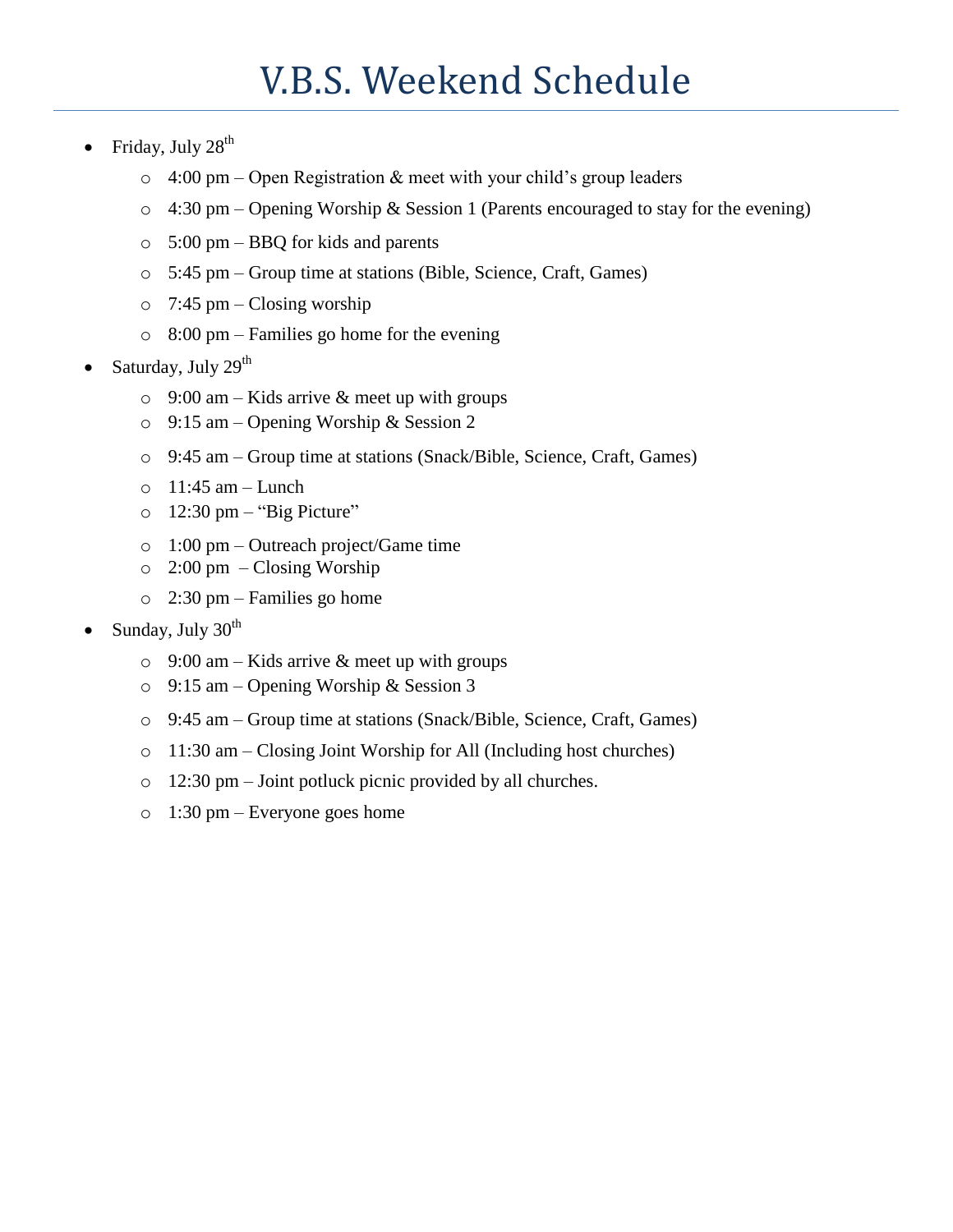# V.B.S. Weekend Schedule

- Friday, July 28th
  - 4:00 pm – Open Registration & meet with your child's group leaders
  - 4:30 pm – Opening Worship & Session 1 (Parents encouraged to stay for the evening)
  - 5:00 pm – BBQ for kids and parents
  - 5:45 pm – Group time at stations (Bible, Science, Craft, Games)
  - 7:45 pm – Closing worship
  - 8:00 pm – Families go home for the evening
- Saturday, July 29th
  - 9:00 am – Kids arrive & meet up with groups
  - 9:15 am – Opening Worship & Session 2
  - 9:45 am – Group time at stations (Snack/Bible, Science, Craft, Games)
  - 11:45 am – Lunch
  - 12:30 pm – "Big Picture"
  - 1:00 pm – Outreach project/Game time
  - 2:00 pm – Closing Worship
  - 2:30 pm – Families go home
- Sunday, July 30th
  - 9:00 am – Kids arrive & meet up with groups
  - 9:15 am – Opening Worship & Session 3
  - 9:45 am – Group time at stations (Snack/Bible, Science, Craft, Games)
  - 11:30 am – Closing Joint Worship for All (Including host churches)
  - 12:30 pm – Joint potluck picnic provided by all churches.
  - 1:30 pm – Everyone goes home